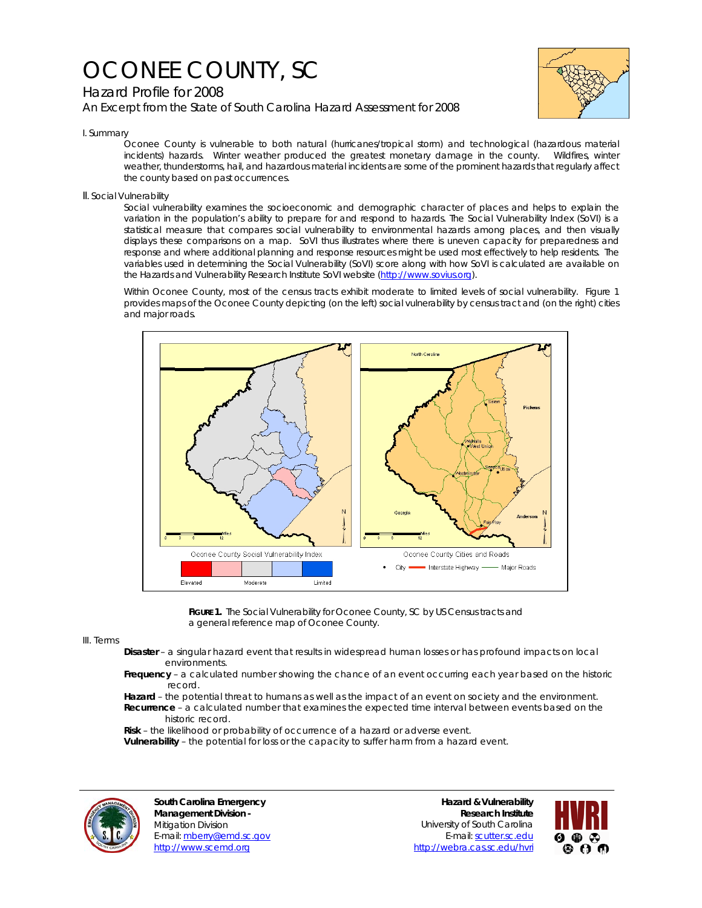# OCONEE COUNTY, SC

## Hazard Profile for 2008

An Excerpt from the State of South Carolina Hazard Assessment for 2008

### I. Summary

Oconee County is vulnerable to both natural (hurricanes/tropical storm) and technological (hazardous material incidents) hazards. Winter weather produced the greatest monetary damage in the county. Wildfires, winter weather, thunderstorms, hail, and hazardous material incidents are some of the prominent hazards that regularly affect the county based on past occurrences.

### II. Social Vulnerability

Social vulnerability examines the socioeconomic and demographic character of places and helps to explain the variation in the population's ability to prepare for and respond to hazards. The Social Vulnerability Index (SoVI) is a statistical measure that compares social vulnerability to environmental hazards among places, and then visually displays these comparisons on a map. SoVI thus illustrates where there is uneven capacity for preparedness and response and where additional planning and response resources might be used most effectively to help residents. The variables used in determining the Social Vulnerability (SoVI) score along with how SoVI is calculated are available on the Hazards and Vulnerability Research Institute SoVI website (http://www.sovius.org).

Within Oconee County, most of the census tracts exhibit moderate to limited levels of social vulnerability. Figure 1 provides maps of the Oconee County depicting (on the left) social vulnerability by census tract and (on the right) cities and major roads.

**FIGURE 1.** The Social Vulnerability for Oconee County, SC by US Census tracts and a general reference map of Oconee County.

### III. Terms

**Disaster** – a singular hazard event that results in widespread human losses or has profound impacts on local environments.

**Frequency** – a calculated number showing the chance of an event occurring each year based on the historic record.

**Hazard** – the potential threat to humans as well as the impact of an event on society and the environment.

**Recurrence** – a calculated number that examines the expected time interval between events based on the historic record.

**Risk** – the likelihood or probability of occurrence of a hazard or adverse event.

**Vulnerability** – the potential for loss or the capacity to suffer harm from a hazard event.

**South Carolina Emergency Management Division -**
Mitigation Division
E-mail: mberry@emd.sc.gov
http://www.scemd.org

**Hazard & Vulnerability Research Institute**
University of South Carolina
E-mail: scutter.sc.edu
http://webra.cas.sc.edu/hvri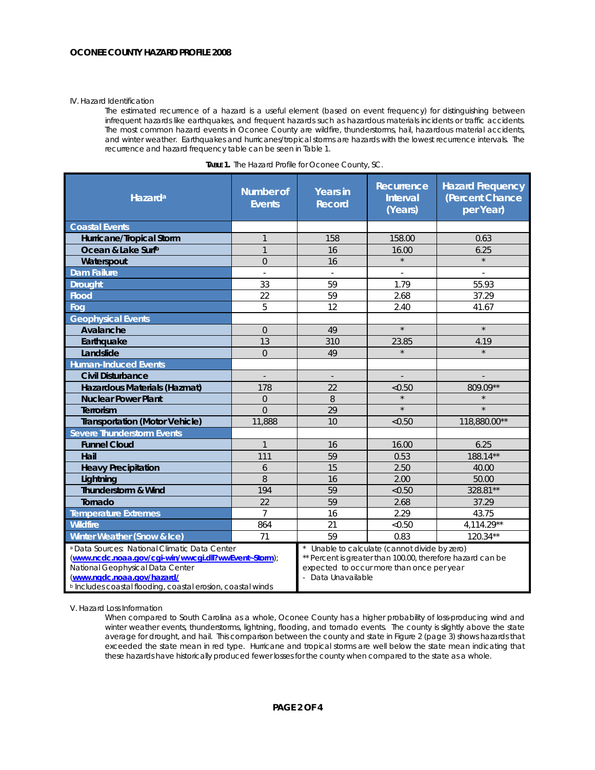IV. Hazard Identification

The estimated recurrence of a hazard is a useful element (based on event frequency) for distinguishing between infrequent hazards like earthquakes, and frequent hazards such as hazardous materials incidents or traffic accidents. The most common hazard events in Oconee County are wildfire, thunderstorms, hail, hazardous material accidents, and winter weather. Earthquakes and hurricanes/tropical storms are hazards with the lowest recurrence intervals. The recurrence and hazard frequency table can be seen in Table 1.

**TABLE 1.** The Hazard Profile for Oconee County, SC.

| Hazard[a] | Number of Events | Years in Record | Recurrence Interval (Years) | Hazard Frequency (Percent Chance per Year) |
|---|---|---|---|---|
| **Coastal Events** | | | | |
| Hurricane/Tropical Storm | 1 | 158 | 158.00 | 0.63 |
| Ocean & Lake Surf[b] | 1 | 16 | 16.00 | 6.25 |
| Waterspout | 0 | 16 | * | * |
| **Dam Failure** | - | - | - | - |
| **Drought** | 33 | 59 | 1.79 | 55.93 |
| **Flood** | 22 | 59 | 2.68 | 37.29 |
| **Fog** | 5 | 12 | 2.40 | 41.67 |
| **Geophysical Events** | | | | |
| Avalanche | 0 | 49 | * | * |
| Earthquake | 13 | 310 | 23.85 | 4.19 |
| Landslide | 0 | 49 | * | * |
| **Human-Induced Events** | | | | |
| Civil Disturbance | - | - | - | - |
| Hazardous Materials (Hazmat) | 178 | 22 | <0.50 | 809.09** |
| Nuclear Power Plant | 0 | 8 | * | * |
| Terrorism | 0 | 29 | * | * |
| Transportation (Motor Vehicle) | 11,888 | 10 | <0.50 | 118,880.00** |
| **Severe Thunderstorm Events** | | | | |
| Funnel Cloud | 1 | 16 | 16.00 | 6.25 |
| Hail | 111 | 59 | 0.53 | 188.14** |
| Heavy Precipitation | 6 | 15 | 2.50 | 40.00 |
| Lightning | 8 | 16 | 2.00 | 50.00 |
| Thunderstorm & Wind | 194 | 59 | <0.50 | 328.81** |
| Tornado | 22 | 59 | 2.68 | 37.29 |
| **Temperature Extremes** | 7 | 16 | 2.29 | 43.75 |
| **Wildfire** | 864 | 21 | <0.50 | 4,114.29** |
| **Winter Weather (Snow & Ice)** | 71 | 59 | 0.83 | 120.34** |

[a] Data Sources: National Climatic Data Center (www.ncdc.noaa.gov/cgi-win/wwcgi.dll?wwEvent~Storm); National Geophysical Data Center (www.ngdc.noaa.gov/hazard/)
[b] Includes coastal flooding, coastal erosion, coastal winds

* Unable to calculate (cannot divide by zero)
** Percent is greater than 100.00, therefore hazard can be expected to occur more than once per year
- Data Unavailable

V. Hazard Loss Information

When compared to South Carolina as a whole, Oconee County has a higher probability of loss-producing wind and winter weather events, thunderstorms, lightning, flooding, and tornado events. The county is slightly above the state average for drought, and hail. This comparison between the county and state in Figure 2 (page 3) shows hazards that exceeded the state mean in red type. Hurricane and tropical storms are well below the state mean indicating that these hazards have historically produced fewer losses for the county when compared to the state as a whole.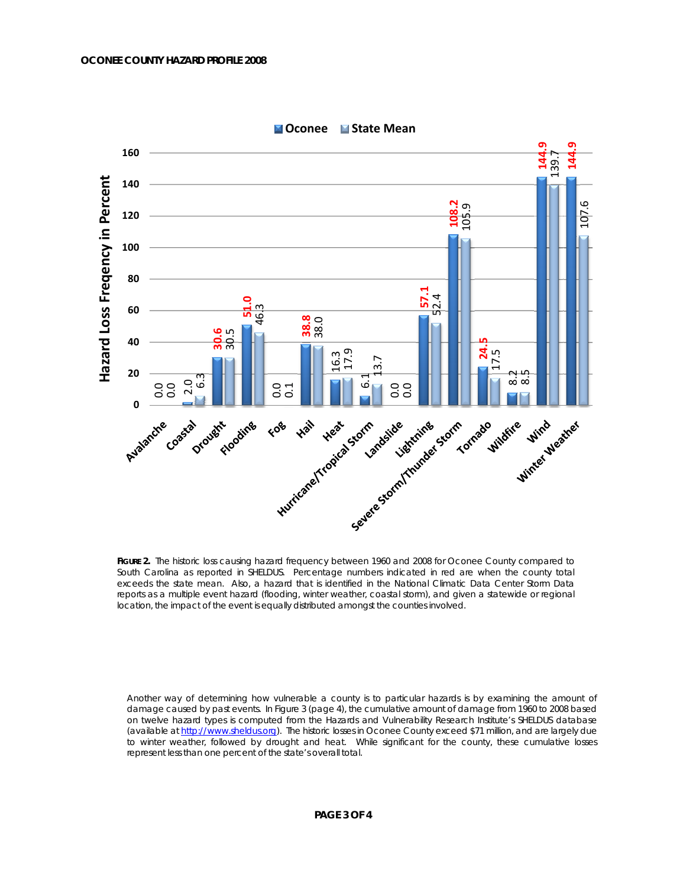**FIGURE 2.** The historic loss causing hazard frequency between 1960 and 2008 for Oconee County compared to South Carolina as reported in SHELDUS. Percentage numbers indicated in red are when the county total exceeds the state mean. Also, a hazard that is identified in the National Climatic Data Center Storm Data reports as a multiple event hazard (flooding, winter weather, coastal storm), and given a statewide or regional location, the impact of the event is equally distributed amongst the counties involved.

Another way of determining how vulnerable a county is to particular hazards is by examining the amount of damage caused by past events. In Figure 3 (page 4), the cumulative amount of damage from 1960 to 2008 based on twelve hazard types is computed from the Hazards and Vulnerability Research Institute's SHELDUS database (available at http://www.sheldus.org). The historic losses in Oconee County exceed $71 million, and are largely due to winter weather, followed by drought and heat. While significant for the county, these cumulative losses represent less than one percent of the state's overall total.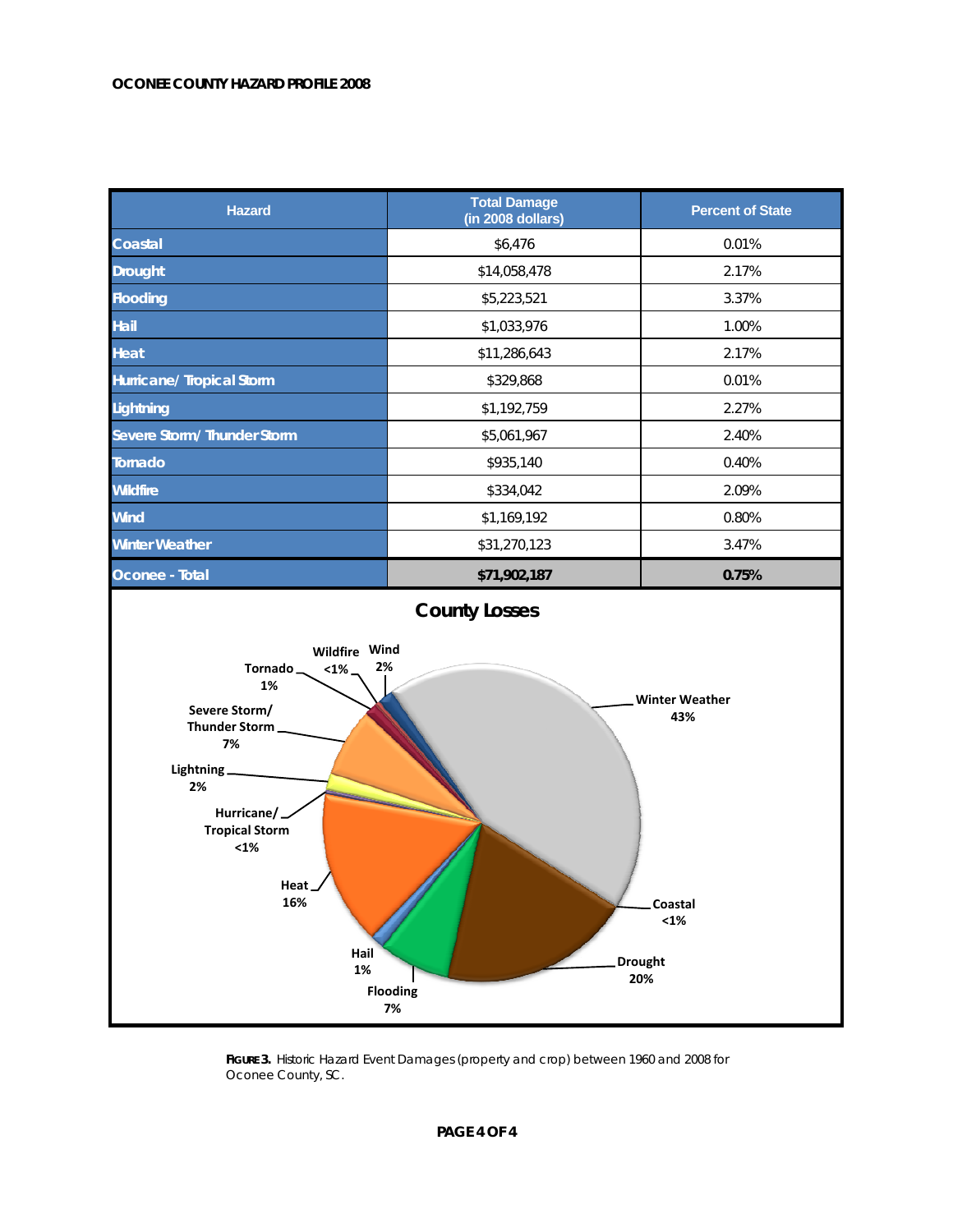| Hazard | Total Damage (in 2008 dollars) | Percent of State |
|---|---|---|
| Coastal | $6,476 | 0.01% |
| Drought | $14,058,478 | 2.17% |
| Flooding | $5,223,521 | 3.37% |
| Hail | $1,033,976 | 1.00% |
| Heat | $11,286,643 | 2.17% |
| Hurricane/ Tropical Storm | $329,868 | 0.01% |
| Lightning | $1,192,759 | 2.27% |
| Severe Storm/ Thunder Storm | $5,061,967 | 2.40% |
| Tornado | $935,140 | 0.40% |
| Wildfire | $334,042 | 2.09% |
| Wind | $1,169,192 | 0.80% |
| Winter Weather | $31,270,123 | 3.47% |
| **Oconee - Total** | **$71,902,187** | **0.75%** |

**County Losses**

Wildfire <1%
Wind 2%
Tornado 1%
Winter Weather 43%
Severe Storm/ Thunder Storm 7%
Lightning 2%
Hurricane/ Tropical Storm <1%
Heat 16%
Coastal <1%
Hail 1%
Drought 20%
Flooding 7%

**FIGURE 3.** Historic Hazard Event Damages (property and crop) between 1960 and 2008 for Oconee County, SC.